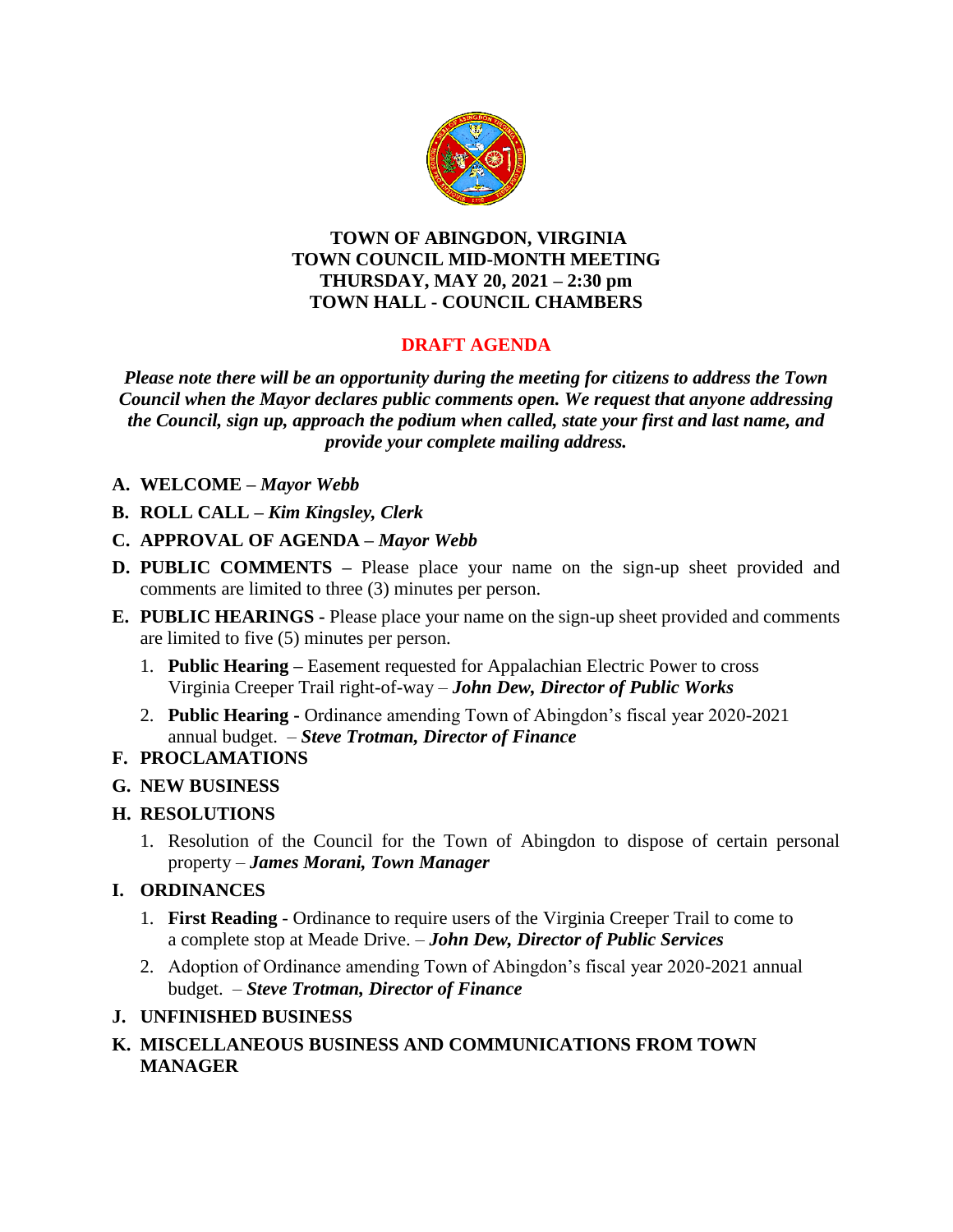**TOWN OF ABINGDON, VIRGINIA**
**TOWN COUNCIL MID-MONTH MEETING**
**THURSDAY, MAY 20, 2021 – 2:30 pm**
**TOWN HALL - COUNCIL CHAMBERS**

## DRAFT AGENDA

***Please note there will be an opportunity during the meeting for citizens to address the Town Council when the Mayor declares public comments open. We request that anyone addressing the Council, sign up, approach the podium when called, state your first and last name, and provide your complete mailing address.***

- **A. WELCOME –** ***Mayor Webb***
- **B. ROLL CALL –** ***Kim Kingsley, Clerk***
- **C. APPROVAL OF AGENDA –** ***Mayor Webb***
- **D. PUBLIC COMMENTS –** Please place your name on the sign-up sheet provided and comments are limited to three (3) minutes per person.
- **E. PUBLIC HEARINGS -** Please place your name on the sign-up sheet provided and comments are limited to five (5) minutes per person.
  1. **Public Hearing –** Easement requested for Appalachian Electric Power to cross Virginia Creeper Trail right-of-way – ***John Dew, Director of Public Works***
  2. **Public Hearing -** Ordinance amending Town of Abingdon's fiscal year 2020-2021 annual budget. – ***Steve Trotman, Director of Finance***
- **F. PROCLAMATIONS**
- **G. NEW BUSINESS**
- **H. RESOLUTIONS**
  1. Resolution of the Council for the Town of Abingdon to dispose of certain personal property – ***James Morani, Town Manager***
- **I. ORDINANCES**
  1. **First Reading** - Ordinance to require users of the Virginia Creeper Trail to come to a complete stop at Meade Drive. – ***John Dew, Director of Public Services***
  2. Adoption of Ordinance amending Town of Abingdon's fiscal year 2020-2021 annual budget. – ***Steve Trotman, Director of Finance***
- **J. UNFINISHED BUSINESS**
- **K. MISCELLANEOUS BUSINESS AND COMMUNICATIONS FROM TOWN MANAGER**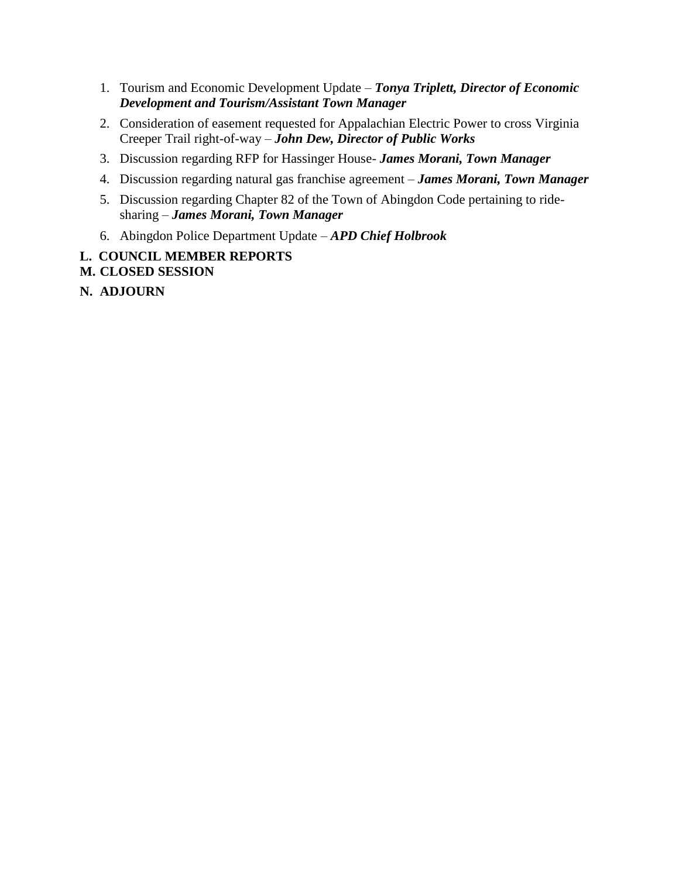1. Tourism and Economic Development Update – ***Tonya Triplett, Director of Economic Development and Tourism/Assistant Town Manager***
2. Consideration of easement requested for Appalachian Electric Power to cross Virginia Creeper Trail right-of-way – ***John Dew, Director of Public Works***
3. Discussion regarding RFP for Hassinger House- ***James Morani, Town Manager***
4. Discussion regarding natural gas franchise agreement – ***James Morani, Town Manager***
5. Discussion regarding Chapter 82 of the Town of Abingdon Code pertaining to ride-sharing – ***James Morani, Town Manager***
6. Abingdon Police Department Update – ***APD Chief Holbrook***

**L. COUNCIL MEMBER REPORTS**

**M. CLOSED SESSION**

**N. ADJOURN**